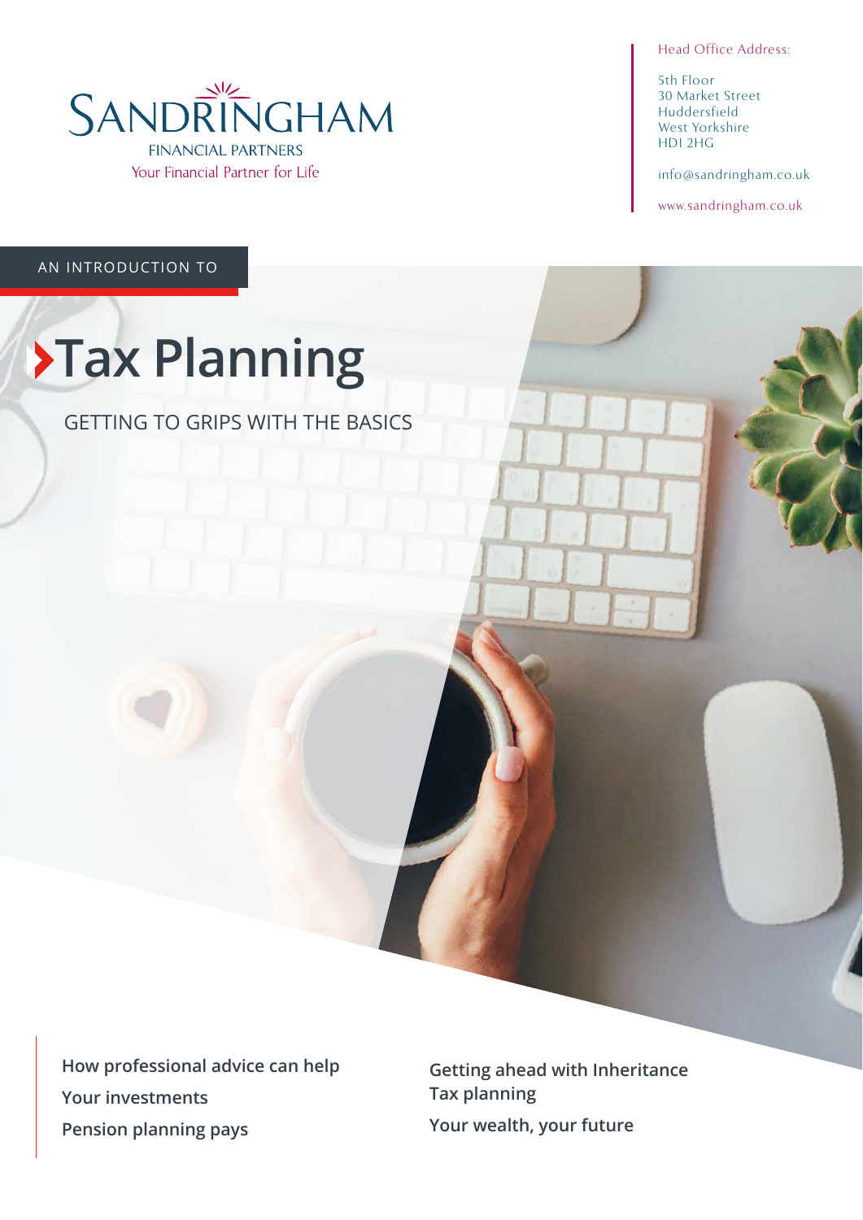SANDRINGHAM
FINANCIAL PARTNERS
Your Financial Partner for Life

Head Office Address:

5th Floor
30 Market Street
Huddersfield
West Yorkshire
HD1 2HG

info@sandringham.co.uk

www.sandringham.co.uk

AN INTRODUCTION TO

# Tax Planning

GETTING TO GRIPS WITH THE BASICS

- **How professional advice can help**
- **Your investments**
- **Pension planning pays**
- **Getting ahead with Inheritance Tax planning**
- **Your wealth, your future**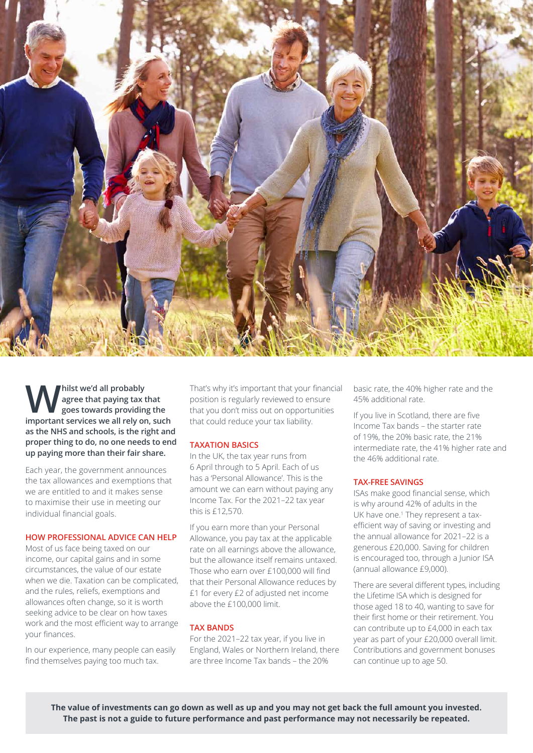**Whilst we'd all probably agree that paying tax that goes towards providing the important services we all rely on, such as the NHS and schools, is the right and proper thing to do, no one needs to end up paying more than their fair share.**

Each year, the government announces the tax allowances and exemptions that we are entitled to and it makes sense to maximise their use in meeting our individual financial goals.

### HOW PROFESSIONAL ADVICE CAN HELP

Most of us face being taxed on our income, our capital gains and in some circumstances, the value of our estate when we die. Taxation can be complicated, and the rules, reliefs, exemptions and allowances often change, so it is worth seeking advice to be clear on how taxes work and the most efficient way to arrange your finances.

In our experience, many people can easily find themselves paying too much tax. That's why it's important that your financial position is regularly reviewed to ensure that you don't miss out on opportunities that could reduce your tax liability.

### TAXATION BASICS

In the UK, the tax year runs from 6 April through to 5 April. Each of us has a 'Personal Allowance'. This is the amount we can earn without paying any Income Tax. For the 2021–22 tax year this is £12,570.

If you earn more than your Personal Allowance, you pay tax at the applicable rate on all earnings above the allowance, but the allowance itself remains untaxed. Those who earn over £100,000 will find that their Personal Allowance reduces by £1 for every £2 of adjusted net income above the £100,000 limit.

### TAX BANDS

For the 2021–22 tax year, if you live in England, Wales or Northern Ireland, there are three Income Tax bands – the 20% basic rate, the 40% higher rate and the 45% additional rate.

If you live in Scotland, there are five Income Tax bands – the starter rate of 19%, the 20% basic rate, the 21% intermediate rate, the 41% higher rate and the 46% additional rate.

### TAX-FREE SAVINGS

ISAs make good financial sense, which is why around 42% of adults in the UK have one.[1] They represent a tax-efficient way of saving or investing and the annual allowance for 2021–22 is a generous £20,000. Saving for children is encouraged too, through a Junior ISA (annual allowance £9,000).

There are several different types, including the Lifetime ISA which is designed for those aged 18 to 40, wanting to save for their first home or their retirement. You can contribute up to £4,000 in each tax year as part of your £20,000 overall limit. Contributions and government bonuses can continue up to age 50.

**The value of investments can go down as well as up and you may not get back the full amount you invested. The past is not a guide to future performance and past performance may not necessarily be repeated.**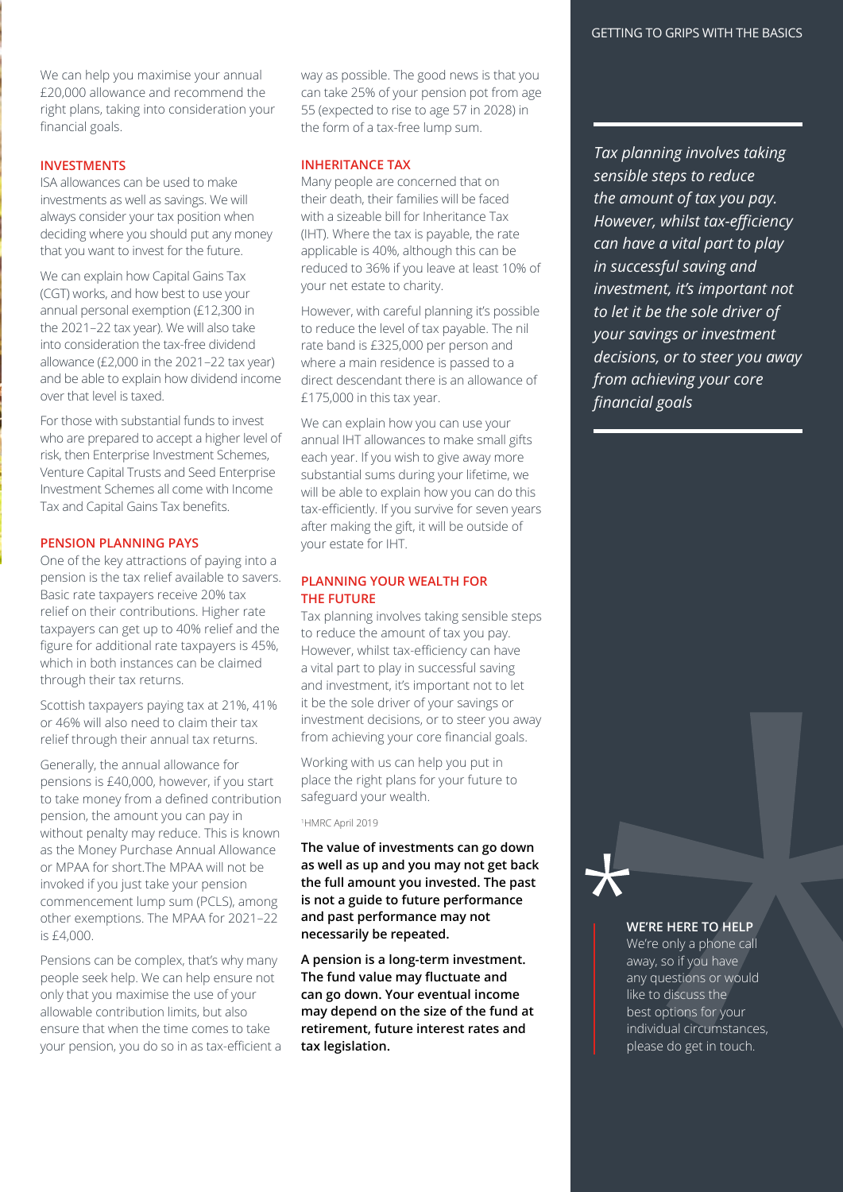We can help you maximise your annual £20,000 allowance and recommend the right plans, taking into consideration your financial goals.

## INVESTMENTS

ISA allowances can be used to make investments as well as savings. We will always consider your tax position when deciding where you should put any money that you want to invest for the future.

We can explain how Capital Gains Tax (CGT) works, and how best to use your annual personal exemption (£12,300 in the 2021–22 tax year). We will also take into consideration the tax-free dividend allowance (£2,000 in the 2021–22 tax year) and be able to explain how dividend income over that level is taxed.

For those with substantial funds to invest who are prepared to accept a higher level of risk, then Enterprise Investment Schemes, Venture Capital Trusts and Seed Enterprise Investment Schemes all come with Income Tax and Capital Gains Tax benefits.

## PENSION PLANNING PAYS

One of the key attractions of paying into a pension is the tax relief available to savers. Basic rate taxpayers receive 20% tax relief on their contributions. Higher rate taxpayers can get up to 40% relief and the figure for additional rate taxpayers is 45%, which in both instances can be claimed through their tax returns.

Scottish taxpayers paying tax at 21%, 41% or 46% will also need to claim their tax relief through their annual tax returns.

Generally, the annual allowance for pensions is £40,000, however, if you start to take money from a defined contribution pension, the amount you can pay in without penalty may reduce. This is known as the Money Purchase Annual Allowance or MPAA for short.The MPAA will not be invoked if you just take your pension commencement lump sum (PCLS), among other exemptions. The MPAA for 2021–22 is £4,000.

Pensions can be complex, that's why many people seek help. We can help ensure not only that you maximise the use of your allowable contribution limits, but also ensure that when the time comes to take your pension, you do so in as tax-efficient a way as possible. The good news is that you can take 25% of your pension pot from age 55 (expected to rise to age 57 in 2028) in the form of a tax-free lump sum.

## INHERITANCE TAX

Many people are concerned that on their death, their families will be faced with a sizeable bill for Inheritance Tax (IHT). Where the tax is payable, the rate applicable is 40%, although this can be reduced to 36% if you leave at least 10% of your net estate to charity.

However, with careful planning it's possible to reduce the level of tax payable. The nil rate band is £325,000 per person and where a main residence is passed to a direct descendant there is an allowance of £175,000 in this tax year.

We can explain how you can use your annual IHT allowances to make small gifts each year. If you wish to give away more substantial sums during your lifetime, we will be able to explain how you can do this tax-efficiently. If you survive for seven years after making the gift, it will be outside of your estate for IHT.

## PLANNING YOUR WEALTH FOR THE FUTURE

Tax planning involves taking sensible steps to reduce the amount of tax you pay. However, whilst tax-efficiency can have a vital part to play in successful saving and investment, it's important not to let it be the sole driver of your savings or investment decisions, or to steer you away from achieving your core financial goals.

Working with us can help you put in place the right plans for your future to safeguard your wealth.

[1]HMRC April 2019

**The value of investments can go down as well as up and you may not get back the full amount you invested. The past is not a guide to future performance and past performance may not necessarily be repeated.**

**A pension is a long-term investment. The fund value may fluctuate and can go down. Your eventual income may depend on the size of the fund at retirement, future interest rates and tax legislation.**

*Tax planning involves taking sensible steps to reduce the amount of tax you pay. However, whilst tax-efficiency can have a vital part to play in successful saving and investment, it's important not to let it be the sole driver of your savings or investment decisions, or to steer you away from achieving your core financial goals*

**WE'RE HERE TO HELP**

We're only a phone call away, so if you have any questions or would like to discuss the best options for your individual circumstances, please do get in touch.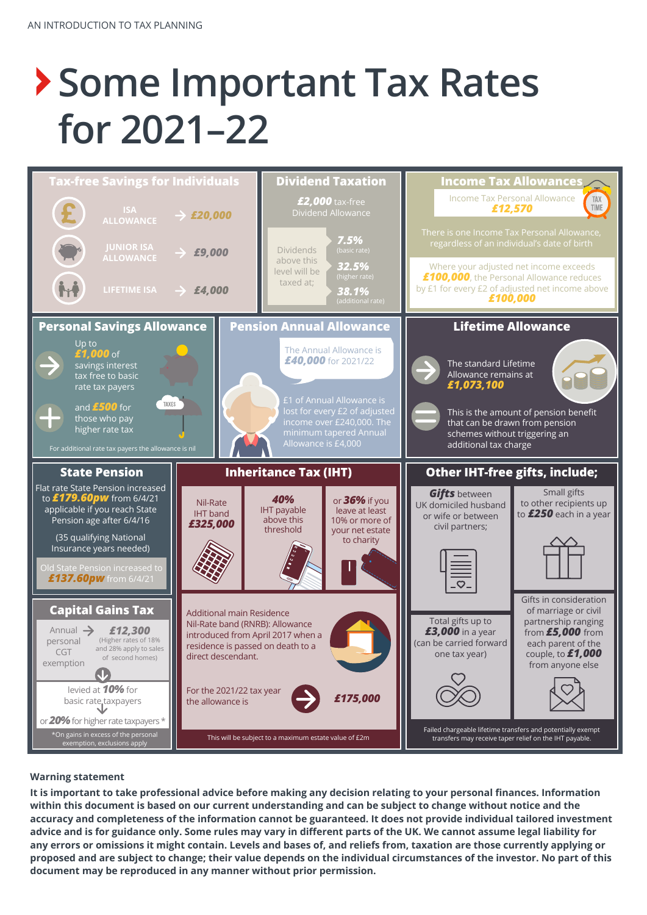# Some Important Tax Rates for 2021–22

## Tax-free Savings for Individuals

- ISA ALLOWANCE → **£20,000**
- JUNIOR ISA ALLOWANCE → **£9,000**
- LIFETIME ISA → **£4,000**

## Dividend Taxation

**£2,000** tax-free Dividend Allowance

Dividends above this level will be taxed at;

- **7.5%** (basic rate)
- **32.5%** (higher rate)
- **38.1%** (additional rate)

## Income Tax Allowances

Income Tax Personal Allowance **£12,570**

There is one Income Tax Personal Allowance, regardless of an individual's date of birth

Where your adjusted net income exceeds **£100,000**, the Personal Allowance reduces by £1 for every £2 of adjusted net income above **£100,000**

## Personal Savings Allowance

Up to **£1,000** of savings interest tax free to basic rate tax payers

and **£500** for those who pay higher rate tax

For additional rate tax payers the allowance is nil

## Pension Annual Allowance

The Annual Allowance is **£40,000** for 2021/22

£1 of Annual Allowance is lost for every £2 of adjusted income over £240,000. The minimum tapered Annual Allowance is £4,000

## Lifetime Allowance

The standard Lifetime Allowance remains at **£1,073,100**

This is the amount of pension benefit that can be drawn from pension schemes without triggering an additional tax charge

## State Pension

Flat rate State Pension increased to **£179.60pw** from 6/4/21 applicable if you reach State Pension age after 6/4/16

(35 qualifying National Insurance years needed)

Old State Pension increased to **£137.60pw** from 6/4/21

## Inheritance Tax (IHT)

- Nil-Rate IHT band **£325,000**
- **40%** IHT payable above this threshold
- or **36%** if you leave at least 10% or more of your net estate to charity

Additional main Residence Nil-Rate band (RNRB): Allowance introduced from April 2017 when a residence is passed on death to a direct descendant.

For the 2021/22 tax year the allowance is **£175,000**

This will be subject to a maximum estate value of £2m

## Other IHT-free gifts, include;

- **Gifts** between UK domiciled husband or wife or between civil partners;
- Small gifts to other recipients up to **£250** each in a year
- Total gifts up to **£3,000** in a year (can be carried forward one tax year)
- Gifts in consideration of marriage or civil partnership ranging from **£5,000** from each parent of the couple, to **£1,000** from anyone else

Failed chargeable lifetime transfers and potentially exempt transfers may receive taper relief on the IHT payable.

## Capital Gains Tax

Annual personal CGT exemption → **£12,300** (Higher rates of 18% and 28% apply to sales of second homes)

levied at **10%** for basic rate taxpayers

or **20%** for higher rate taxpayers *

*On gains in excess of the personal exemption, exclusions apply

**Warning statement**

**It is important to take professional advice before making any decision relating to your personal finances. Information within this document is based on our current understanding and can be subject to change without notice and the accuracy and completeness of the information cannot be guaranteed. It does not provide individual tailored investment advice and is for guidance only. Some rules may vary in different parts of the UK. We cannot assume legal liability for any errors or omissions it might contain. Levels and bases of, and reliefs from, taxation are those currently applying or proposed and are subject to change; their value depends on the individual circumstances of the investor. No part of this document may be reproduced in any manner without prior permission.**